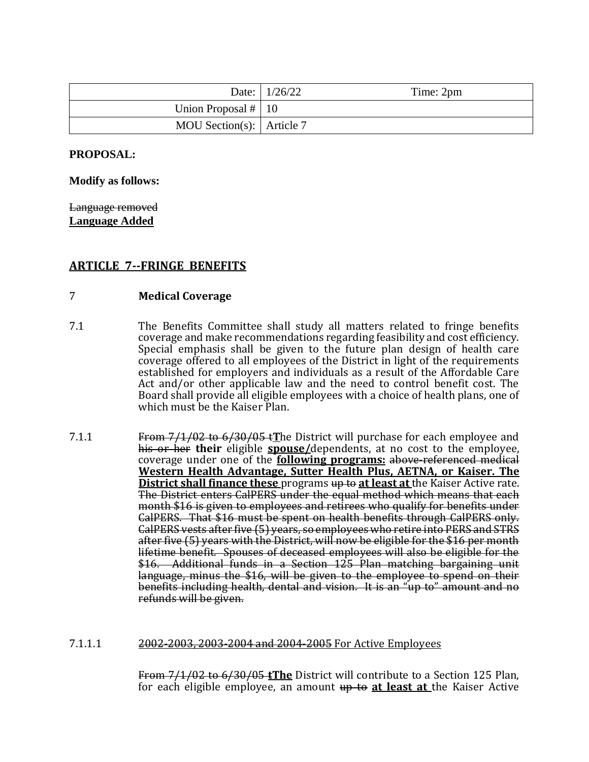| | | |
|---|---|---|
| Date: | 1/26/22 | Time: 2pm |
| Union Proposal # | 10 | |
| MOU Section(s): | Article 7 | |

**PROPOSAL:**

**Modify as follows:**

~~Language removed~~
**<u>Language Added</u>**

## <u>ARTICLE 7--FRINGE BENEFITS</u>

7 **Medical Coverage**

7.1 The Benefits Committee shall study all matters related to fringe benefits coverage and make recommendations regarding feasibility and cost efficiency. Special emphasis shall be given to the future plan design of health care coverage offered to all employees of the District in light of the requirements established for employers and individuals as a result of the Affordable Care Act and/or other applicable law and the need to control benefit cost. The Board shall provide all eligible employees with a choice of health plans, one of which must be the Kaiser Plan.

7.1.1 ~~From 7/1/02 to 6/30/05 t~~**<u>T</u>**he District will purchase for each employee and ~~his or her~~ **their** eligible **<u>spouse/</u>**dependents, at no cost to the employee, coverage under one of the **<u>following programs:</u>** ~~above-referenced medical~~ **<u>Western Health Advantage, Sutter Health Plus, AETNA, or Kaiser. The District shall finance these</u>** programs ~~up to~~ **<u>at least at</u>** the Kaiser Active rate. ~~The District enters CalPERS under the equal method which means that each month $16 is given to employees and retirees who qualify for benefits under CalPERS. That $16 must be spent on health benefits through CalPERS only. CalPERS vests after five (5) years, so employees who retire into PERS and STRS after five (5) years with the District, will now be eligible for the $16 per month lifetime benefit. Spouses of deceased employees will also be eligible for the $16. Additional funds in a Section 125 Plan matching bargaining unit language, minus the $16, will be given to the employee to spend on their benefits including health, dental and vision. It is an "up to" amount and no refunds will be given.~~

7.1.1.1 <u>~~2002-2003, 2003-2004 and 2004-2005~~ For Active Employees</u>

~~From 7/1/02 to 6/30/05 t~~**<u>The</u>** District will contribute to a Section 125 Plan, for each eligible employee, an amount ~~up to~~ **<u>at least at</u>** the Kaiser Active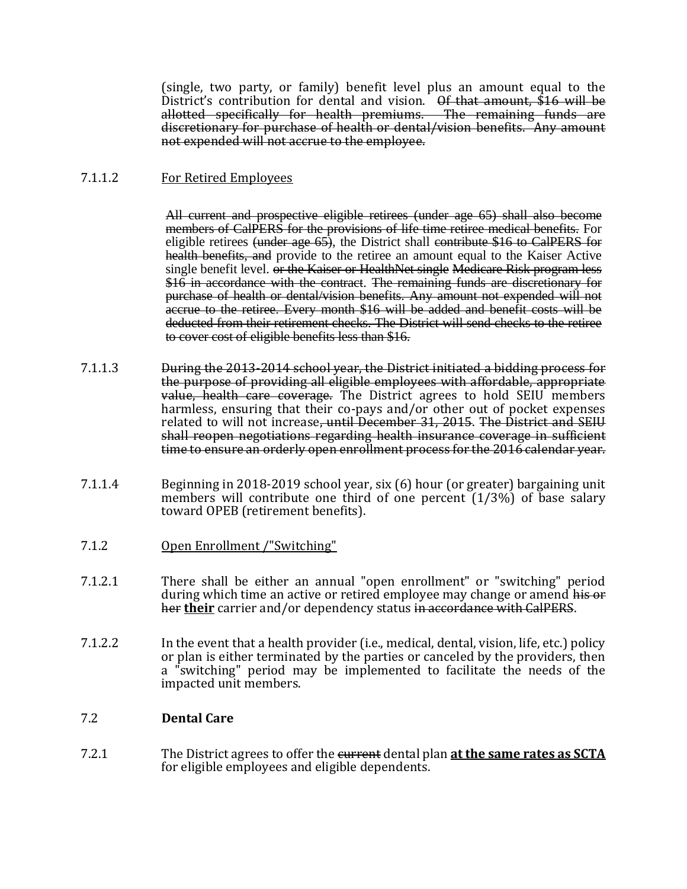(single, two party, or family) benefit level plus an amount equal to the District's contribution for dental and vision. ~~Of that amount, $16 will be allotted specifically for health premiums. The remaining funds are discretionary for purchase of health or dental/vision benefits. Any amount not expended will not accrue to the employee.~~

7.1.1.2 For Retired Employees

~~All current and prospective eligible retirees (under age 65) shall also become members of CalPERS for the provisions of life time retiree medical benefits.~~ For eligible retirees ~~(under age 65)~~, the District shall ~~contribute $16 to CalPERS for health benefits, and~~ provide to the retiree an amount equal to the Kaiser Active single benefit level. ~~or the Kaiser or HealthNet single Medicare Risk program less $16 in accordance with the contract~~. ~~The remaining funds are discretionary for purchase of health or dental/vision benefits. Any amount not expended will not accrue to the retiree. Every month $16 will be added and benefit costs will be deducted from their retirement checks. The District will send checks to the retiree to cover cost of eligible benefits less than $16.~~

7.1.1.3 ~~During the 2013-2014 school year, the District initiated a bidding process for the purpose of providing all eligible employees with affordable, appropriate value, health care coverage.~~ The District agrees to hold SEIU members harmless, ensuring that their co-pays and/or other out of pocket expenses related to will not increase~~, until December 31, 2015~~. ~~The District and SEIU shall reopen negotiations regarding health insurance coverage in sufficient time to ensure an orderly open enrollment process for the 2016 calendar year.~~

7.1.1.4 Beginning in 2018-2019 school year, six (6) hour (or greater) bargaining unit members will contribute one third of one percent (1/3%) of base salary toward OPEB (retirement benefits).

7.1.2 Open Enrollment /"Switching"

7.1.2.1 There shall be either an annual "open enrollment" or "switching" period during which time an active or retired employee may change or amend ~~his or her~~ **their** carrier and/or dependency status ~~in accordance with CalPERS~~.

7.1.2.2 In the event that a health provider (i.e., medical, dental, vision, life, etc.) policy or plan is either terminated by the parties or canceled by the providers, then a "switching" period may be implemented to facilitate the needs of the impacted unit members.

7.2 **Dental Care**

7.2.1 The District agrees to offer the ~~current~~ dental plan **at the same rates as SCTA** for eligible employees and eligible dependents.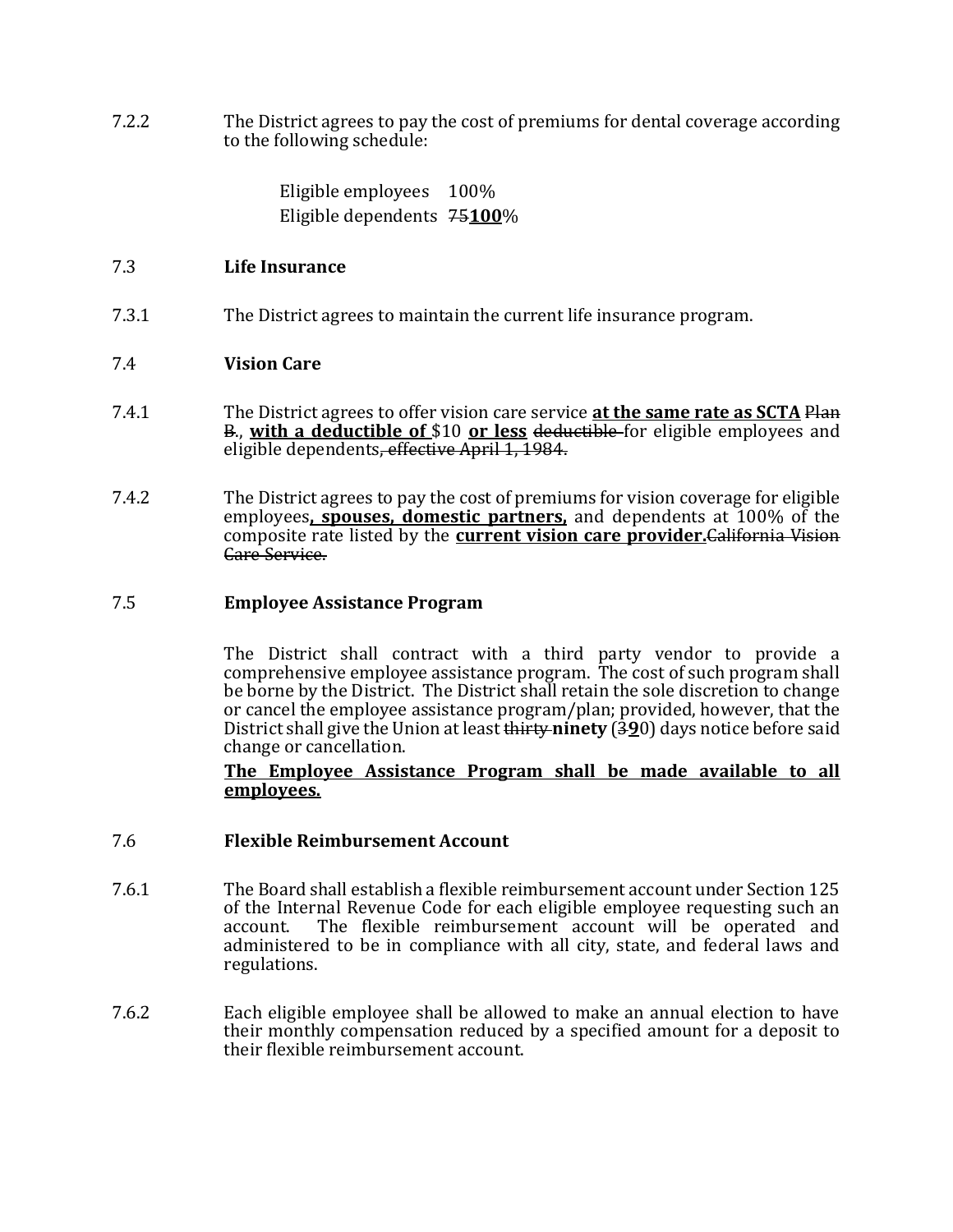7.2.2 The District agrees to pay the cost of premiums for dental coverage according to the following schedule:

| | |
|---|---|
| Eligible employees | 100% |
| Eligible dependents | ~~75~~**<u>100</u>**% |

7.3 **Life Insurance**

7.3.1 The District agrees to maintain the current life insurance program.

7.4 **Vision Care**

7.4.1 The District agrees to offer vision care service **<u>at the same rate as SCTA</u>** ~~Plan B.~~, **<u>with a deductible of</u>** $10 **<u>or less</u>** ~~deductible~~ for eligible employees and eligible dependents~~, effective April 1, 1984.~~

7.4.2 The District agrees to pay the cost of premiums for vision coverage for eligible employees**<u>, spouses, domestic partners,</u>** and dependents at 100% of the composite rate listed by the **<u>current vision care provider.</u>**~~California Vision Care Service.~~

7.5 **Employee Assistance Program**

The District shall contract with a third party vendor to provide a comprehensive employee assistance program. The cost of such program shall be borne by the District. The District shall retain the sole discretion to change or cancel the employee assistance program/plan; provided, however, that the District shall give the Union at least ~~thirty~~ **ninety** (~~3~~**<u>9</u>**0) days notice before said change or cancellation.

**<u>The Employee Assistance Program shall be made available to all employees.</u>**

7.6 **Flexible Reimbursement Account**

7.6.1 The Board shall establish a flexible reimbursement account under Section 125 of the Internal Revenue Code for each eligible employee requesting such an account. The flexible reimbursement account will be operated and administered to be in compliance with all city, state, and federal laws and regulations.

7.6.2 Each eligible employee shall be allowed to make an annual election to have their monthly compensation reduced by a specified amount for a deposit to their flexible reimbursement account.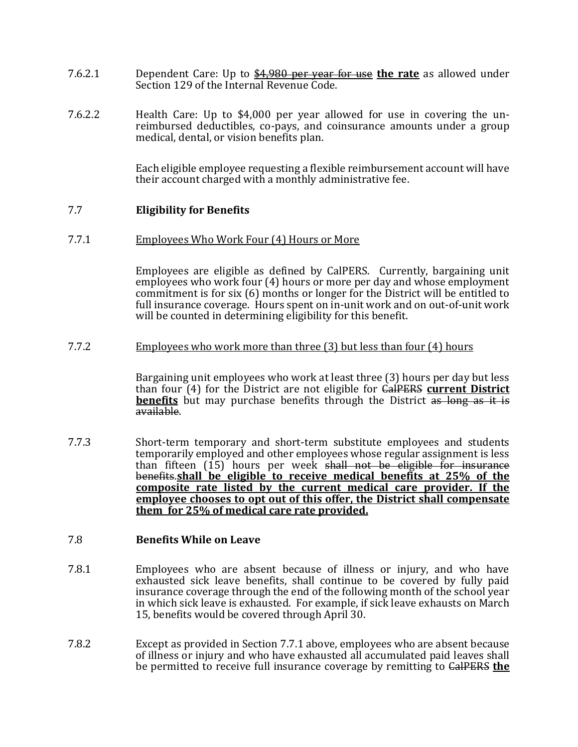7.6.2.1 Dependent Care: Up to ~~$4,980 per year for use~~ **the rate** as allowed under Section 129 of the Internal Revenue Code.

7.6.2.2 Health Care: Up to $4,000 per year allowed for use in covering the un-reimbursed deductibles, co-pays, and coinsurance amounts under a group medical, dental, or vision benefits plan.

Each eligible employee requesting a flexible reimbursement account will have their account charged with a monthly administrative fee.

7.7 **Eligibility for Benefits**

7.7.1 Employees Who Work Four (4) Hours or More

Employees are eligible as defined by CalPERS. Currently, bargaining unit employees who work four (4) hours or more per day and whose employment commitment is for six (6) months or longer for the District will be entitled to full insurance coverage. Hours spent on in-unit work and on out-of-unit work will be counted in determining eligibility for this benefit.

7.7.2 Employees who work more than three (3) but less than four (4) hours

Bargaining unit employees who work at least three (3) hours per day but less than four (4) for the District are not eligible for ~~CalPERS~~ **current District benefits** but may purchase benefits through the District ~~as long as it is available~~.

7.7.3 Short-term temporary and short-term substitute employees and students temporarily employed and other employees whose regular assignment is less than fifteen (15) hours per week ~~shall not be eligible for insurance benefits.~~ **shall be eligible to receive medical benefits at 25% of the composite rate listed by the current medical care provider. If the employee chooses to opt out of this offer, the District shall compensate them for 25% of medical care rate provided.**

7.8 **Benefits While on Leave**

7.8.1 Employees who are absent because of illness or injury, and who have exhausted sick leave benefits, shall continue to be covered by fully paid insurance coverage through the end of the following month of the school year in which sick leave is exhausted. For example, if sick leave exhausts on March 15, benefits would be covered through April 30.

7.8.2 Except as provided in Section 7.7.1 above, employees who are absent because of illness or injury and who have exhausted all accumulated paid leaves shall be permitted to receive full insurance coverage by remitting to ~~CalPERS~~ **the**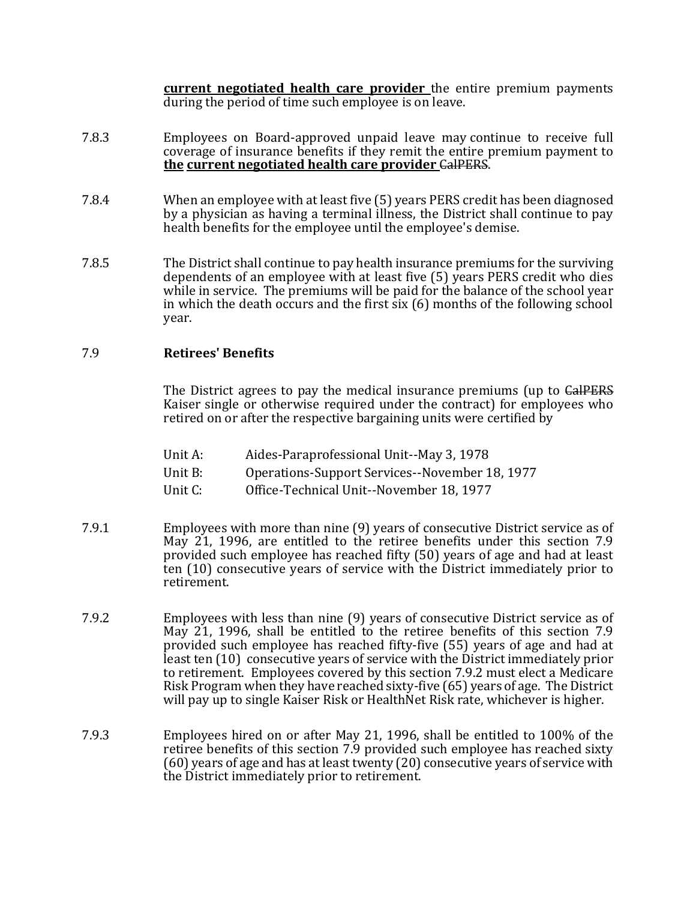**current negotiated health care provider** the entire premium payments during the period of time such employee is on leave.

7.8.3 Employees on Board-approved unpaid leave may continue to receive full coverage of insurance benefits if they remit the entire premium payment to **the current negotiated health care provider** ~~CalPERS~~.

7.8.4 When an employee with at least five (5) years PERS credit has been diagnosed by a physician as having a terminal illness, the District shall continue to pay health benefits for the employee until the employee's demise.

7.8.5 The District shall continue to pay health insurance premiums for the surviving dependents of an employee with at least five (5) years PERS credit who dies while in service. The premiums will be paid for the balance of the school year in which the death occurs and the first six (6) months of the following school year.

## 7.9 Retirees' Benefits

The District agrees to pay the medical insurance premiums (up to ~~CalPERS~~ Kaiser single or otherwise required under the contract) for employees who retired on or after the respective bargaining units were certified by

| | |
|---|---|
| Unit A: | Aides-Paraprofessional Unit--May 3, 1978 |
| Unit B: | Operations-Support Services--November 18, 1977 |
| Unit C: | Office-Technical Unit--November 18, 1977 |

7.9.1 Employees with more than nine (9) years of consecutive District service as of May 21, 1996, are entitled to the retiree benefits under this section 7.9 provided such employee has reached fifty (50) years of age and had at least ten (10) consecutive years of service with the District immediately prior to retirement.

7.9.2 Employees with less than nine (9) years of consecutive District service as of May 21, 1996, shall be entitled to the retiree benefits of this section 7.9 provided such employee has reached fifty-five (55) years of age and had at least ten (10) consecutive years of service with the District immediately prior to retirement. Employees covered by this section 7.9.2 must elect a Medicare Risk Program when they have reached sixty-five (65) years of age. The District will pay up to single Kaiser Risk or HealthNet Risk rate, whichever is higher.

7.9.3 Employees hired on or after May 21, 1996, shall be entitled to 100% of the retiree benefits of this section 7.9 provided such employee has reached sixty (60) years of age and has at least twenty (20) consecutive years of service with the District immediately prior to retirement.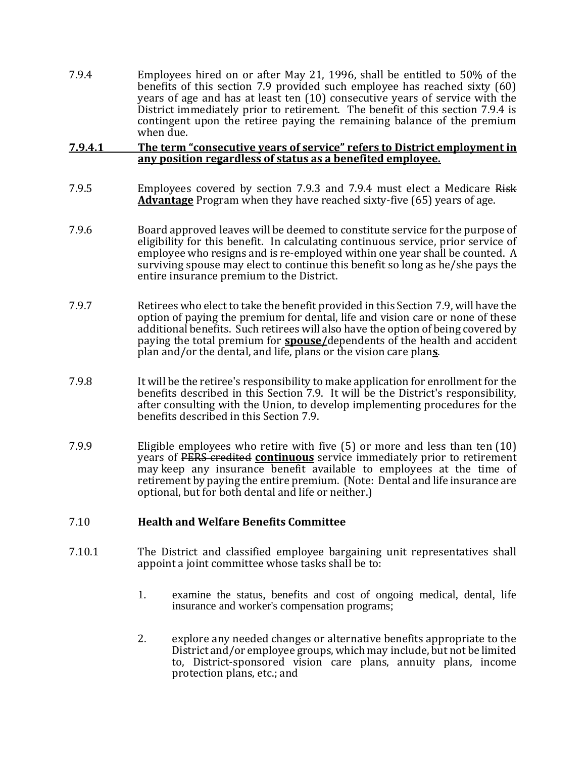7.9.4 Employees hired on or after May 21, 1996, shall be entitled to 50% of the benefits of this section 7.9 provided such employee has reached sixty (60) years of age and has at least ten (10) consecutive years of service with the District immediately prior to retirement. The benefit of this section 7.9.4 is contingent upon the retiree paying the remaining balance of the premium when due.

**7.9.4.1 The term "consecutive years of service" refers to District employment in any position regardless of status as a benefited employee.**

7.9.5 Employees covered by section 7.9.3 and 7.9.4 must elect a Medicare ~~Risk~~ **Advantage** Program when they have reached sixty-five (65) years of age.

7.9.6 Board approved leaves will be deemed to constitute service for the purpose of eligibility for this benefit. In calculating continuous service, prior service of employee who resigns and is re-employed within one year shall be counted. A surviving spouse may elect to continue this benefit so long as he/she pays the entire insurance premium to the District.

7.9.7 Retirees who elect to take the benefit provided in this Section 7.9, will have the option of paying the premium for dental, life and vision care or none of these additional benefits. Such retirees will also have the option of being covered by paying the total premium for **spouse/**dependents of the health and accident plan and/or the dental, and life, plans or the vision care plan**s**.

7.9.8 It will be the retiree's responsibility to make application for enrollment for the benefits described in this Section 7.9. It will be the District's responsibility, after consulting with the Union, to develop implementing procedures for the benefits described in this Section 7.9.

7.9.9 Eligible employees who retire with five (5) or more and less than ten (10) years of ~~PERS credited~~ **continuous** service immediately prior to retirement may keep any insurance benefit available to employees at the time of retirement by paying the entire premium. (Note: Dental and life insurance are optional, but for both dental and life or neither.)

### 7.10 Health and Welfare Benefits Committee

7.10.1 The District and classified employee bargaining unit representatives shall appoint a joint committee whose tasks shall be to:

1. examine the status, benefits and cost of ongoing medical, dental, life insurance and worker's compensation programs;

2. explore any needed changes or alternative benefits appropriate to the District and/or employee groups, which may include, but not be limited to, District-sponsored vision care plans, annuity plans, income protection plans, etc.; and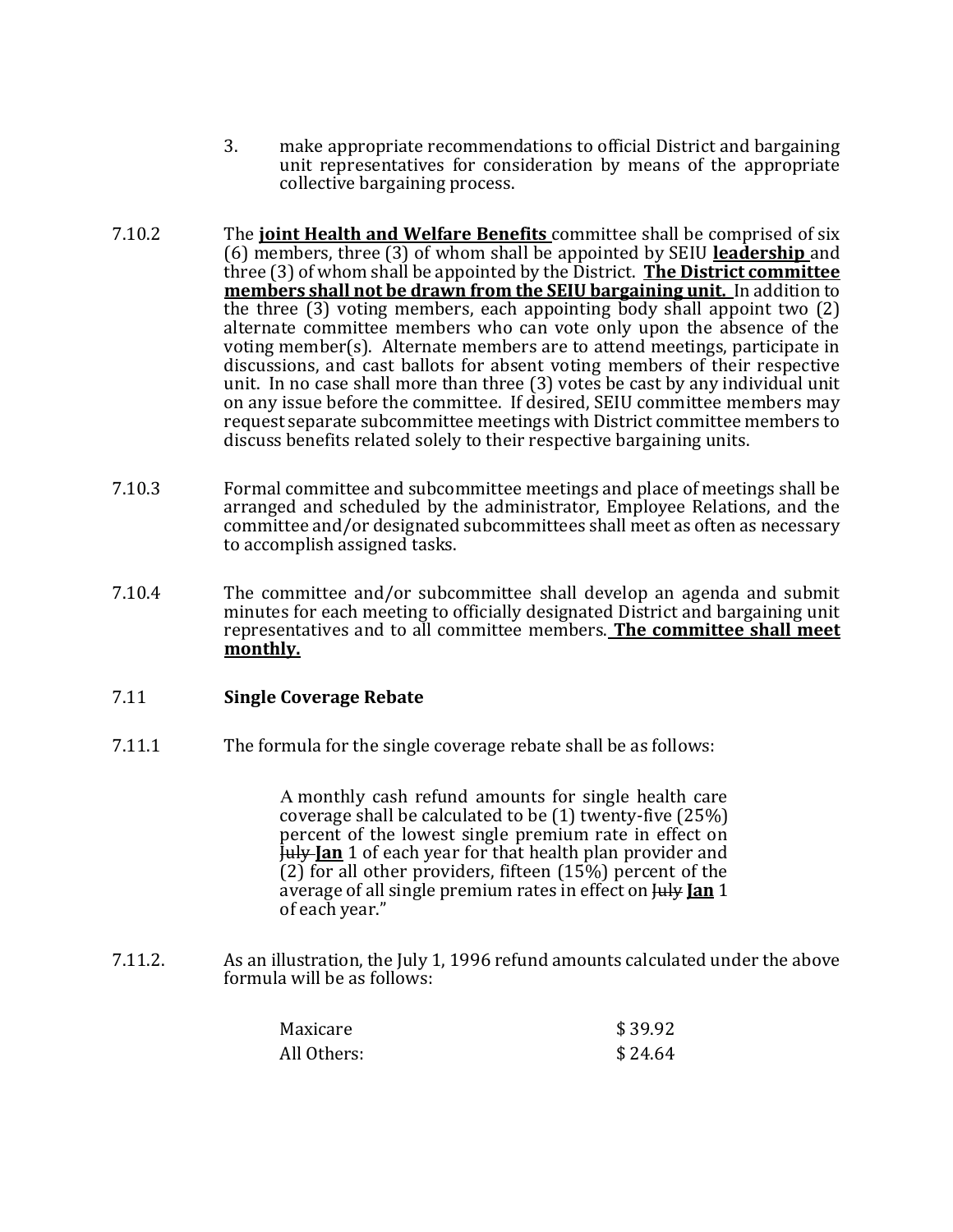3. make appropriate recommendations to official District and bargaining unit representatives for consideration by means of the appropriate collective bargaining process.

7.10.2 The **joint Health and Welfare Benefits** committee shall be comprised of six (6) members, three (3) of whom shall be appointed by SEIU **leadership** and three (3) of whom shall be appointed by the District. **The District committee members shall not be drawn from the SEIU bargaining unit.** In addition to the three (3) voting members, each appointing body shall appoint two (2) alternate committee members who can vote only upon the absence of the voting member(s). Alternate members are to attend meetings, participate in discussions, and cast ballots for absent voting members of their respective unit. In no case shall more than three (3) votes be cast by any individual unit on any issue before the committee. If desired, SEIU committee members may request separate subcommittee meetings with District committee members to discuss benefits related solely to their respective bargaining units.

7.10.3 Formal committee and subcommittee meetings and place of meetings shall be arranged and scheduled by the administrator, Employee Relations, and the committee and/or designated subcommittees shall meet as often as necessary to accomplish assigned tasks.

7.10.4 The committee and/or subcommittee shall develop an agenda and submit minutes for each meeting to officially designated District and bargaining unit representatives and to all committee members. **The committee shall meet monthly.**

7.11 **Single Coverage Rebate**

7.11.1 The formula for the single coverage rebate shall be as follows:

> A monthly cash refund amounts for single health care coverage shall be calculated to be (1) twenty-five (25%) percent of the lowest single premium rate in effect on ~~July~~ **Jan** 1 of each year for that health plan provider and (2) for all other providers, fifteen (15%) percent of the average of all single premium rates in effect on ~~July~~ **Jan** 1 of each year."

7.11.2. As an illustration, the July 1, 1996 refund amounts calculated under the above formula will be as follows:

| | |
|---|---|
| Maxicare | $ 39.92 |
| All Others: | $ 24.64 |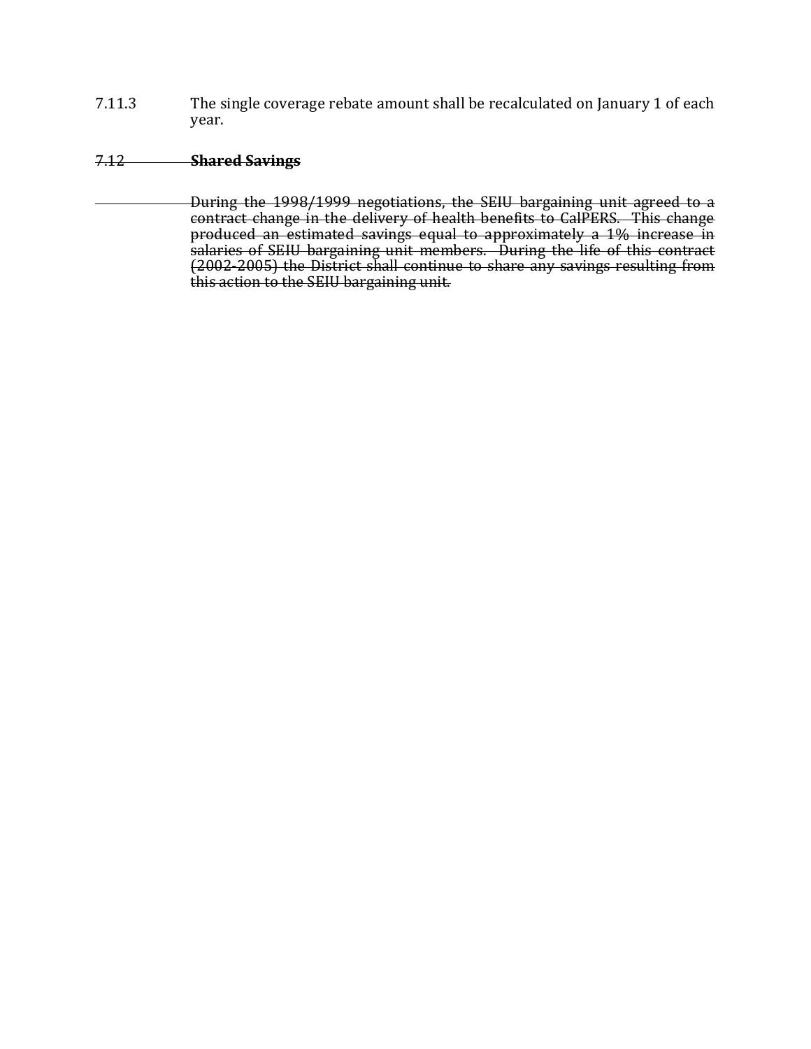7.11.3 The single coverage rebate amount shall be recalculated on January 1 of each year.

~~7.12~~ **~~Shared Savings~~**

~~During the 1998/1999 negotiations, the SEIU bargaining unit agreed to a contract change in the delivery of health benefits to CalPERS. This change produced an estimated savings equal to approximately a 1% increase in salaries of SEIU bargaining unit members. During the life of this contract (2002-2005) the District shall continue to share any savings resulting from this action to the SEIU bargaining unit.~~